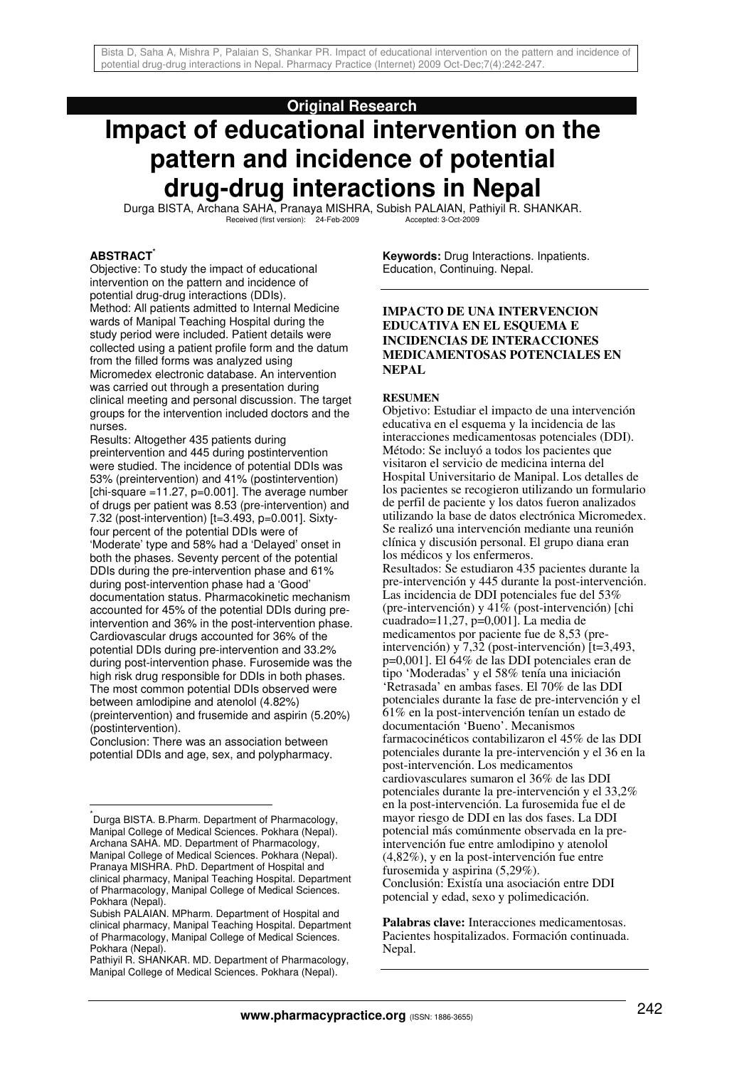Bista D, Saha A, Mishra P, Palaian S, Shankar PR. Impact of educational intervention on the pattern and incidence of potential drug-drug interactions in Nepal. Pharmacy Practice (Internet) 2009 Oct-Dec;7(4):242-247.

**Original Research**

# Impact of educational intervention on the pattern and incidence of potential drug-drug interactions in Nepal

Durga BISTA, Archana SAHA, Pranaya MISHRA, Subish PALAIAN, Pathiyil R. SHANKAR.

Received (first version): 24-Feb-2009 Accepted: 3-Oct-2009

## ABSTRACT*

Objective: To study the impact of educational intervention on the pattern and incidence of potential drug-drug interactions (DDIs).

Method: All patients admitted to Internal Medicine wards of Manipal Teaching Hospital during the study period were included. Patient details were collected using a patient profile form and the datum from the filled forms was analyzed using Micromedex electronic database. An intervention was carried out through a presentation during clinical meeting and personal discussion. The target groups for the intervention included doctors and the nurses.

Results: Altogether 435 patients during preintervention and 445 during postintervention were studied. The incidence of potential DDIs was 53% (preintervention) and 41% (postintervention) [chi-square =11.27, p=0.001]. The average number of drugs per patient was 8.53 (pre-intervention) and 7.32 (post-intervention) [t=3.493, p=0.001]. Sixty-four percent of the potential DDIs were of 'Moderate' type and 58% had a 'Delayed' onset in both the phases. Seventy percent of the potential DDIs during the pre-intervention phase and 61% during post-intervention phase had a 'Good' documentation status. Pharmacokinetic mechanism accounted for 45% of the potential DDIs during pre-intervention and 36% in the post-intervention phase. Cardiovascular drugs accounted for 36% of the potential DDIs during pre-intervention and 33.2% during post-intervention phase. Furosemide was the high risk drug responsible for DDIs in both phases. The most common potential DDIs observed were between amlodipine and atenolol (4.82%) (preintervention) and frusemide and aspirin (5.20%) (postintervention).

Conclusion: There was an association between potential DDIs and age, sex, and polypharmacy.

**Keywords:** Drug Interactions. Inpatients. Education, Continuing. Nepal.

---

**IMPACTO DE UNA INTERVENCION EDUCATIVA EN EL ESQUEMA E INCIDENCIAS DE INTERACCIONES MEDICAMENTOSAS POTENCIALES EN NEPAL**

**RESUMEN**

Objetivo: Estudiar el impacto de una intervención educativa en el esquema y la incidencia de las interacciones medicamentosas potenciales (DDI).

Método: Se incluyó a todos los pacientes que visitaron el servicio de medicina interna del Hospital Universitario de Manipal. Los detalles de los pacientes se recogieron utilizando un formulario de perfil de paciente y los datos fueron analizados utilizando la base de datos electrónica Micromedex. Se realizó una intervención mediante una reunión clínica y discusión personal. El grupo diana eran los médicos y los enfermeros.

Resultados: Se estudiaron 435 pacientes durante la pre-intervención y 445 durante la post-intervención. Las incidencia de DDI potenciales fue del 53% (pre-intervención) y 41% (post-intervención) [chi cuadrado=11,27, p=0,001]. La media de medicamentos por paciente fue de 8,53 (pre-intervención) y 7,32 (post-intervención) [t=3,493, p=0,001]. El 64% de las DDI potenciales eran de tipo 'Moderadas' y el 58% tenía una iniciación 'Retrasada' en ambas fases. El 70% de las DDI potenciales durante la fase de pre-intervención y el 61% en la post-intervención tenían un estado de documentación 'Bueno'. Mecanismos farmacocinéticos contabilizaron el 45% de las DDI potenciales durante la pre-intervención y el 36 en la post-intervención. Los medicamentos cardiovasculares sumaron el 36% de las DDI potenciales durante la pre-intervención y el 33,2% en la post-intervención. La furosemida fue el de mayor riesgo de DDI en las dos fases. La DDI potencial más comúnmente observada en la pre-intervención fue entre amlodipino y atenolol (4,82%), y en la post-intervención fue entre furosemida y aspirina (5,29%).

Conclusión: Existía una asociación entre DDI potencial y edad, sexo y polimedicación.

**Palabras clave:** Interacciones medicamentosas. Pacientes hospitalizados. Formación continuada. Nepal.

---

*Durga BISTA. B.Pharm. Department of Pharmacology, Manipal College of Medical Sciences. Pokhara (Nepal).
Archana SAHA. MD. Department of Pharmacology, Manipal College of Medical Sciences. Pokhara (Nepal).
Pranaya MISHRA. PhD. Department of Hospital and clinical pharmacy, Manipal Teaching Hospital. Department of Pharmacology, Manipal College of Medical Sciences. Pokhara (Nepal).
Subish PALAIAN. MPharm. Department of Hospital and clinical pharmacy, Manipal Teaching Hospital. Department of Pharmacology, Manipal College of Medical Sciences. Pokhara (Nepal).
Pathiyil R. SHANKAR. MD. Department of Pharmacology, Manipal College of Medical Sciences. Pokhara (Nepal).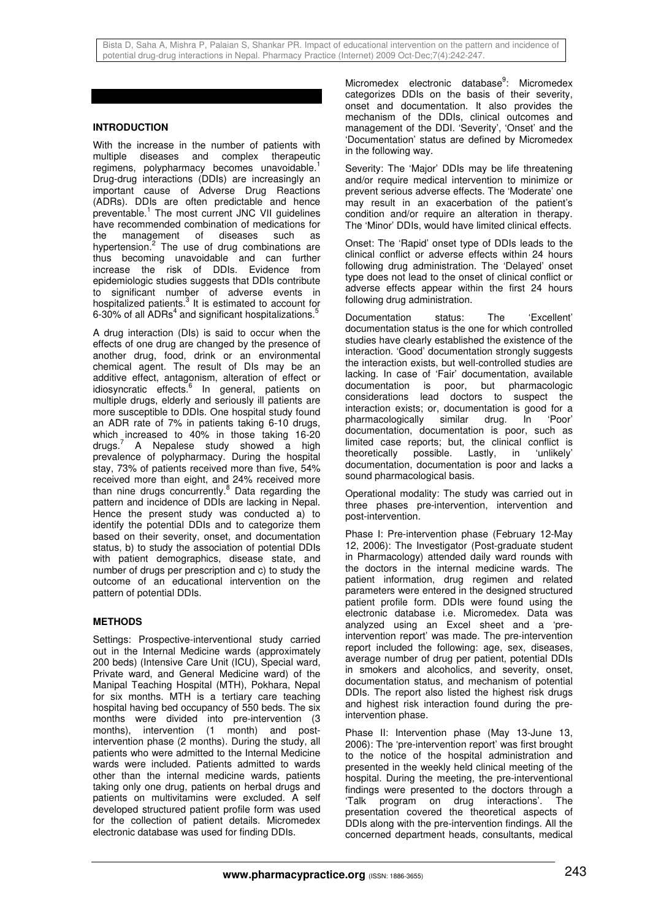## INTRODUCTION

With the increase in the number of patients with multiple diseases and complex therapeutic regimens, polypharmacy becomes unavoidable.[1] Drug-drug interactions (DDIs) are increasingly an important cause of Adverse Drug Reactions (ADRs). DDIs are often predictable and hence preventable.[1] The most current JNC VII guidelines have recommended combination of medications for the management of diseases such as hypertension.[2] The use of drug combinations are thus becoming unavoidable and can further increase the risk of DDIs. Evidence from epidemiologic studies suggests that DDIs contribute to significant number of adverse events in hospitalized patients.[3] It is estimated to account for 6-30% of all ADRs[4] and significant hospitalizations.[5]

A drug interaction (DIs) is said to occur when the effects of one drug are changed by the presence of another drug, food, drink or an environmental chemical agent. The result of DIs may be an additive effect, antagonism, alteration of effect or idiosyncratic effects.[6] In general, patients on multiple drugs, elderly and seriously ill patients are more susceptible to DDIs. One hospital study found an ADR rate of 7% in patients taking 6-10 drugs, which increased to 40% in those taking 16-20 drugs.[7] A Nepalese study showed a high prevalence of polypharmacy. During the hospital stay, 73% of patients received more than five, 54% received more than eight, and 24% received more than nine drugs concurrently.[8] Data regarding the pattern and incidence of DDIs are lacking in Nepal. Hence the present study was conducted a) to identify the potential DDIs and to categorize them based on their severity, onset, and documentation status, b) to study the association of potential DDIs with patient demographics, disease state, and number of drugs per prescription and c) to study the outcome of an educational intervention on the pattern of potential DDIs.

## METHODS

Settings: Prospective-interventional study carried out in the Internal Medicine wards (approximately 200 beds) (Intensive Care Unit (ICU), Special ward, Private ward, and General Medicine ward) of the Manipal Teaching Hospital (MTH), Pokhara, Nepal for six months. MTH is a tertiary care teaching hospital having bed occupancy of 550 beds. The six months were divided into pre-intervention (3 months), intervention (1 month) and post-intervention phase (2 months). During the study, all patients who were admitted to the Internal Medicine wards were included. Patients admitted to wards other than the internal medicine wards, patients taking only one drug, patients on herbal drugs and patients on multivitamins were excluded. A self developed structured patient profile form was used for the collection of patient details. Micromedex electronic database was used for finding DDIs.

Micromedex electronic database[9]: Micromedex categorizes DDIs on the basis of their severity, onset and documentation. It also provides the mechanism of the DDIs, clinical outcomes and management of the DDI. 'Severity', 'Onset' and the 'Documentation' status are defined by Micromedex in the following way.

Severity: The 'Major' DDIs may be life threatening and/or require medical intervention to minimize or prevent serious adverse effects. The 'Moderate' one may result in an exacerbation of the patient's condition and/or require an alteration in therapy. The 'Minor' DDIs, would have limited clinical effects.

Onset: The 'Rapid' onset type of DDIs leads to the clinical conflict or adverse effects within 24 hours following drug administration. The 'Delayed' onset type does not lead to the onset of clinical conflict or adverse effects appear within the first 24 hours following drug administration.

Documentation status: The 'Excellent' documentation status is the one for which controlled studies have clearly established the existence of the interaction. 'Good' documentation strongly suggests the interaction exists, but well-controlled studies are lacking. In case of 'Fair' documentation, available documentation is poor, but pharmacologic considerations lead doctors to suspect the interaction exists; or, documentation is good for a pharmacologically similar drug. In 'Poor' documentation, documentation is poor, such as limited case reports; but, the clinical conflict is theoretically possible. Lastly, in 'unlikely' documentation, documentation is poor and lacks a sound pharmacological basis.

Operational modality: The study was carried out in three phases pre-intervention, intervention and post-intervention.

Phase I: Pre-intervention phase (February 12-May 12, 2006): The Investigator (Post-graduate student in Pharmacology) attended daily ward rounds with the doctors in the internal medicine wards. The patient information, drug regimen and related parameters were entered in the designed structured patient profile form. DDIs were found using the electronic database i.e. Micromedex. Data was analyzed using an Excel sheet and a 'pre-intervention report' was made. The pre-intervention report included the following: age, sex, diseases, average number of drug per patient, potential DDIs in smokers and alcoholics, and severity, onset, documentation status, and mechanism of potential DDIs. The report also listed the highest risk drugs and highest risk interaction found during the pre-intervention phase.

Phase II: Intervention phase (May 13-June 13, 2006): The 'pre-intervention report' was first brought to the notice of the hospital administration and presented in the weekly held clinical meeting of the hospital. During the meeting, the pre-interventional findings were presented to the doctors through a 'Talk program on drug interactions'. The presentation covered the theoretical aspects of DDIs along with the pre-intervention findings. All the concerned department heads, consultants, medical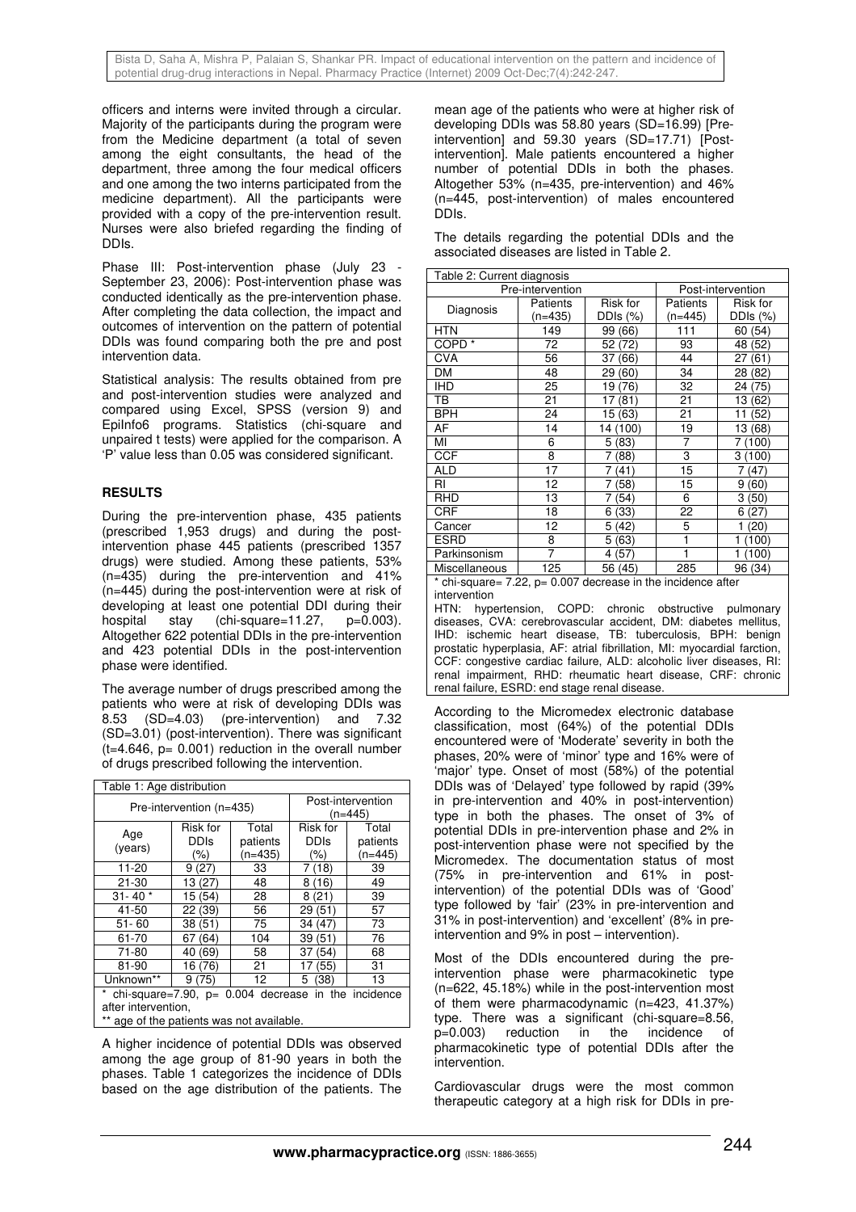officers and interns were invited through a circular. Majority of the participants during the program were from the Medicine department (a total of seven among the eight consultants, the head of the department, three among the four medical officers and one among the two interns participated from the medicine department). All the participants were provided with a copy of the pre-intervention result. Nurses were also briefed regarding the finding of DDIs.

Phase III: Post-intervention phase (July 23 - September 23, 2006): Post-intervention phase was conducted identically as the pre-intervention phase. After completing the data collection, the impact and outcomes of intervention on the pattern of potential DDIs was found comparing both the pre and post intervention data.

Statistical analysis: The results obtained from pre and post-intervention studies were analyzed and compared using Excel, SPSS (version 9) and EpiInfo6 programs. Statistics (chi-square and unpaired t tests) were applied for the comparison. A 'P' value less than 0.05 was considered significant.

## RESULTS

During the pre-intervention phase, 435 patients (prescribed 1,953 drugs) and during the post-intervention phase 445 patients (prescribed 1357 drugs) were studied. Among these patients, 53% (n=435) during the pre-intervention and 41% (n=445) during the post-intervention were at risk of developing at least one potential DDI during their hospital stay (chi-square=11.27, p=0.003). Altogether 622 potential DDIs in the pre-intervention and 423 potential DDIs in the post-intervention phase were identified.

The average number of drugs prescribed among the patients who were at risk of developing DDIs was 8.53 (SD=4.03) (pre-intervention) and 7.32 (SD=3.01) (post-intervention). There was significant (t=4.646, p= 0.001) reduction in the overall number of drugs prescribed following the intervention.

Table 1: Age distribution

| Pre-intervention (n=435) | | | Post-intervention (n=445) | |
|---|---|---|---|---|
| Age (years) | Risk for DDIs (%) | Total patients (n=435) | Risk for DDIs (%) | Total patients (n=445) |
| 11-20 | 9 (27) | 33 | 7 (18) | 39 |
| 21-30 | 13 (27) | 48 | 8 (16) | 49 |
| 31- 40 * | 15 (54) | 28 | 8 (21) | 39 |
| 41-50 | 22 (39) | 56 | 29 (51) | 57 |
| 51- 60 | 38 (51) | 75 | 34 (47) | 73 |
| 61-70 | 67 (64) | 104 | 39 (51) | 76 |
| 71-80 | 40 (69) | 58 | 37 (54) | 68 |
| 81-90 | 16 (76) | 21 | 17 (55) | 31 |
| Unknown** | 9 (75) | 12 | 5 (38) | 13 |

\* chi-square=7.90, p= 0.004 decrease in the incidence after intervention,
** age of the patients was not available.

A higher incidence of potential DDIs was observed among the age group of 81-90 years in both the phases. Table 1 categorizes the incidence of DDIs based on the age distribution of the patients. The mean age of the patients who were at higher risk of developing DDIs was 58.80 years (SD=16.99) [Pre-intervention] and 59.30 years (SD=17.71) [Post-intervention]. Male patients encountered a higher number of potential DDIs in both the phases. Altogether 53% (n=435, pre-intervention) and 46% (n=445, post-intervention) of males encountered DDIs.

The details regarding the potential DDIs and the associated diseases are listed in Table 2.

Table 2: Current diagnosis

| | Pre-intervention | | Post-intervention | |
|---|---|---|---|---|
| Diagnosis | Patients (n=435) | Risk for DDIs (%) | Patients (n=445) | Risk for DDIs (%) |
| HTN | 149 | 99 (66) | 111 | 60 (54) |
| COPD * | 72 | 52 (72) | 93 | 48 (52) |
| CVA | 56 | 37 (66) | 44 | 27 (61) |
| DM | 48 | 29 (60) | 34 | 28 (82) |
| IHD | 25 | 19 (76) | 32 | 24 (75) |
| TB | 21 | 17 (81) | 21 | 13 (62) |
| BPH | 24 | 15 (63) | 21 | 11 (52) |
| AF | 14 | 14 (100) | 19 | 13 (68) |
| MI | 6 | 5 (83) | 7 | 7 (100) |
| CCF | 8 | 7 (88) | 3 | 3 (100) |
| ALD | 17 | 7 (41) | 15 | 7 (47) |
| RI | 12 | 7 (58) | 15 | 9 (60) |
| RHD | 13 | 7 (54) | 6 | 3 (50) |
| CRF | 18 | 6 (33) | 22 | 6 (27) |
| Cancer | 12 | 5 (42) | 5 | 1 (20) |
| ESRD | 8 | 5 (63) | 1 | 1 (100) |
| Parkinsonism | 7 | 4 (57) | 1 | 1 (100) |
| Miscellaneous | 125 | 56 (45) | 285 | 96 (34) |

\* chi-square= 7.22, p= 0.007 decrease in the incidence after intervention

HTN: hypertension, COPD: chronic obstructive pulmonary diseases, CVA: cerebrovascular accident, DM: diabetes mellitus, IHD: ischemic heart disease, TB: tuberculosis, BPH: benign prostatic hyperplasia, AF: atrial fibrillation, MI: myocardial farction, CCF: congestive cardiac failure, ALD: alcoholic liver diseases, RI: renal impairment, RHD: rheumatic heart disease, CRF: chronic renal failure, ESRD: end stage renal disease.

According to the Micromedex electronic database classification, most (64%) of the potential DDIs encountered were of 'Moderate' severity in both the phases, 20% were of 'minor' type and 16% were of 'major' type. Onset of most (58%) of the potential DDIs was of 'Delayed' type followed by rapid (39% in pre-intervention and 40% in post-intervention) type in both the phases. The onset of 3% of potential DDIs in pre-intervention phase and 2% in post-intervention phase were not specified by the Micromedex. The documentation status of most (75% in pre-intervention and 61% in post-intervention) of the potential DDIs was of 'Good' type followed by 'fair' (23% in pre-intervention and 31% in post-intervention) and 'excellent' (8% in pre-intervention and 9% in post – intervention).

Most of the DDIs encountered during the pre-intervention phase were pharmacokinetic type (n=622, 45.18%) while in the post-intervention most of them were pharmacodynamic (n=423, 41.37%) type. There was a significant (chi-square=8.56, p=0.003) reduction in the incidence of pharmacokinetic type of potential DDIs after the intervention.

Cardiovascular drugs were the most common therapeutic category at a high risk for DDIs in pre-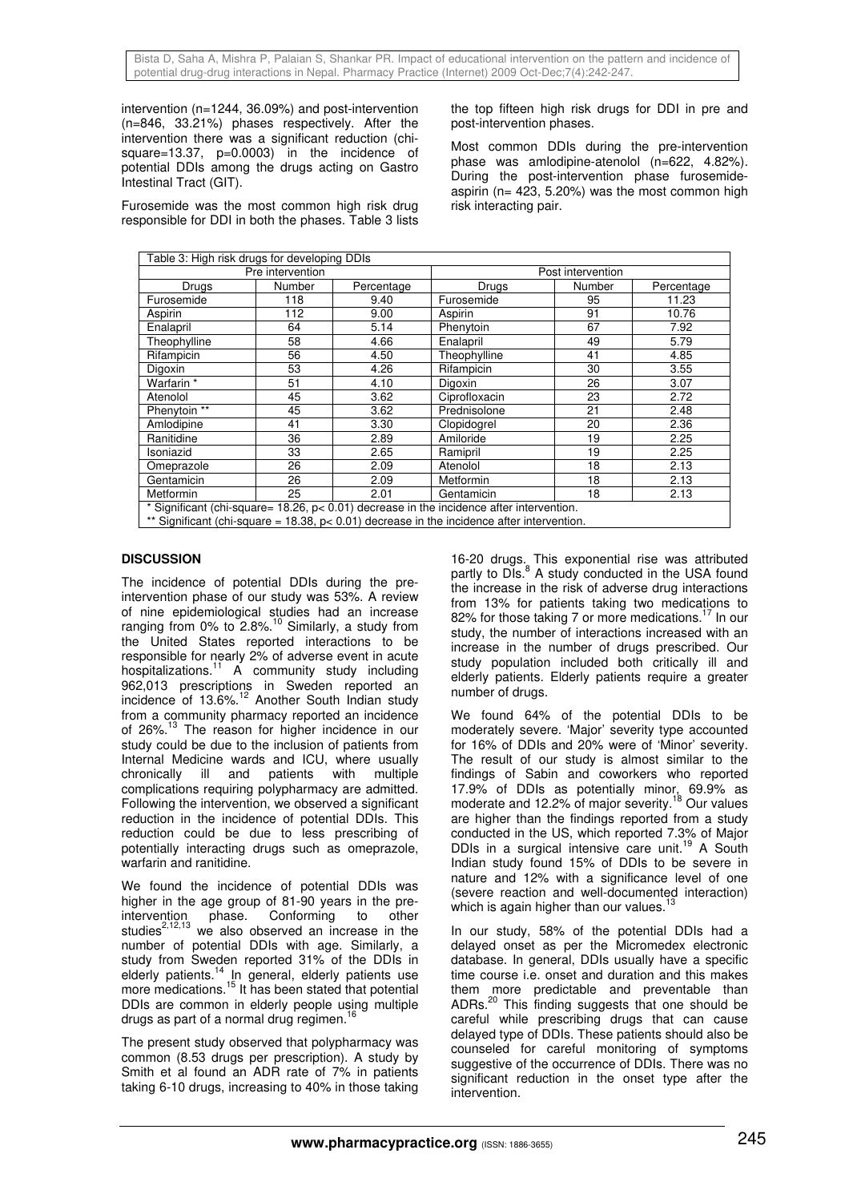intervention (n=1244, 36.09%) and post-intervention (n=846, 33.21%) phases respectively. After the intervention there was a significant reduction (chi-square=13.37, p=0.0003) in the incidence of potential DDIs among the drugs acting on Gastro Intestinal Tract (GIT).

Furosemide was the most common high risk drug responsible for DDI in both the phases. Table 3 lists the top fifteen high risk drugs for DDI in pre and post-intervention phases.

Most common DDIs during the pre-intervention phase was amlodipine-atenolol (n=622, 4.82%). During the post-intervention phase furosemide-aspirin (n= 423, 5.20%) was the most common high risk interacting pair.

Table 3: High risk drugs for developing DDIs

| Pre intervention | | | Post intervention | | |
|---|---|---|---|---|---|
| Drugs | Number | Percentage | Drugs | Number | Percentage |
| Furosemide | 118 | 9.40 | Furosemide | 95 | 11.23 |
| Aspirin | 112 | 9.00 | Aspirin | 91 | 10.76 |
| Enalapril | 64 | 5.14 | Phenytoin | 67 | 7.92 |
| Theophylline | 58 | 4.66 | Enalapril | 49 | 5.79 |
| Rifampicin | 56 | 4.50 | Theophylline | 41 | 4.85 |
| Digoxin | 53 | 4.26 | Rifampicin | 30 | 3.55 |
| Warfarin * | 51 | 4.10 | Digoxin | 26 | 3.07 |
| Atenolol | 45 | 3.62 | Ciprofloxacin | 23 | 2.72 |
| Phenytoin ** | 45 | 3.62 | Prednisolone | 21 | 2.48 |
| Amlodipine | 41 | 3.30 | Clopidogrel | 20 | 2.36 |
| Ranitidine | 36 | 2.89 | Amiloride | 19 | 2.25 |
| Isoniazid | 33 | 2.65 | Ramipril | 19 | 2.25 |
| Omeprazole | 26 | 2.09 | Atenolol | 18 | 2.13 |
| Gentamicin | 26 | 2.09 | Metformin | 18 | 2.13 |
| Metformin | 25 | 2.01 | Gentamicin | 18 | 2.13 |

* Significant (chi-square= 18.26, p< 0.01) decrease in the incidence after intervention.
** Significant (chi-square = 18.38, p< 0.01) decrease in the incidence after intervention.

## DISCUSSION

The incidence of potential DDIs during the pre-intervention phase of our study was 53%. A review of nine epidemiological studies had an increase ranging from 0% to 2.8%.[10] Similarly, a study from the United States reported interactions to be responsible for nearly 2% of adverse event in acute hospitalizations.[11] A community study including 962,013 prescriptions in Sweden reported an incidence of 13.6%.[12] Another South Indian study from a community pharmacy reported an incidence of 26%.[13] The reason for higher incidence in our study could be due to the inclusion of patients from Internal Medicine wards and ICU, where usually chronically ill and patients with multiple complications requiring polypharmacy are admitted. Following the intervention, we observed a significant reduction in the incidence of potential DDIs. This reduction could be due to less prescribing of potentially interacting drugs such as omeprazole, warfarin and ranitidine.

We found the incidence of potential DDIs was higher in the age group of 81-90 years in the pre-intervention phase. Conforming to other studies[2,12,13] we also observed an increase in the number of potential DDIs with age. Similarly, a study from Sweden reported 31% of the DDIs in elderly patients.[14] In general, elderly patients use more medications.[15] It has been stated that potential DDIs are common in elderly people using multiple drugs as part of a normal drug regimen.[16]

The present study observed that polypharmacy was common (8.53 drugs per prescription). A study by Smith et al found an ADR rate of 7% in patients taking 6-10 drugs, increasing to 40% in those taking 16-20 drugs. This exponential rise was attributed partly to DIs.[8] A study conducted in the USA found the increase in the risk of adverse drug interactions from 13% for patients taking two medications to 82% for those taking 7 or more medications.[17] In our study, the number of interactions increased with an increase in the number of drugs prescribed. Our study population included both critically ill and elderly patients. Elderly patients require a greater number of drugs.

We found 64% of the potential DDIs to be moderately severe. 'Major' severity type accounted for 16% of DDIs and 20% were of 'Minor' severity. The result of our study is almost similar to the findings of Sabin and coworkers who reported 17.9% of DDIs as potentially minor, 69.9% as moderate and 12.2% of major severity.[18] Our values are higher than the findings reported from a study conducted in the US, which reported 7.3% of Major DDIs in a surgical intensive care unit.[19] A South Indian study found 15% of DDIs to be severe in nature and 12% with a significance level of one (severe reaction and well-documented interaction) which is again higher than our values.[13]

In our study, 58% of the potential DDIs had a delayed onset as per the Micromedex electronic database. In general, DDIs usually have a specific time course i.e. onset and duration and this makes them more predictable and preventable than ADRs.[20] This finding suggests that one should be careful while prescribing drugs that can cause delayed type of DDIs. These patients should also be counseled for careful monitoring of symptoms suggestive of the occurrence of DDIs. There was no significant reduction in the onset type after the intervention.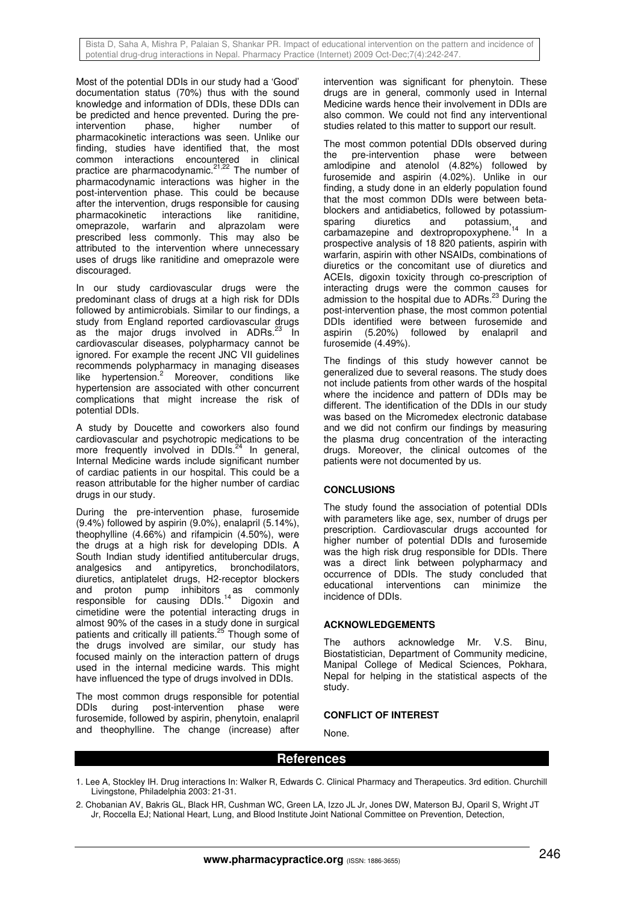Most of the potential DDIs in our study had a 'Good' documentation status (70%) thus with the sound knowledge and information of DDIs, these DDIs can be predicted and hence prevented. During the pre-intervention phase, higher number of pharmacokinetic interactions was seen. Unlike our finding, studies have identified that, the most common interactions encountered in clinical practice are pharmacodynamic.[21,22] The number of pharmacodynamic interactions was higher in the post-intervention phase. This could be because after the intervention, drugs responsible for causing pharmacokinetic interactions like ranitidine, omeprazole, warfarin and alprazolam were prescribed less commonly. This may also be attributed to the intervention where unnecessary uses of drugs like ranitidine and omeprazole were discouraged.

In our study cardiovascular drugs were the predominant class of drugs at a high risk for DDIs followed by antimicrobials. Similar to our findings, a study from England reported cardiovascular drugs as the major drugs involved in ADRs.[23] In cardiovascular diseases, polypharmacy cannot be ignored. For example the recent JNC VII guidelines recommends polypharmacy in managing diseases like hypertension.[2] Moreover, conditions like hypertension are associated with other concurrent complications that might increase the risk of potential DDIs.

A study by Doucette and coworkers also found cardiovascular and psychotropic medications to be more frequently involved in DDIs.[24] In general, Internal Medicine wards include significant number of cardiac patients in our hospital. This could be a reason attributable for the higher number of cardiac drugs in our study.

During the pre-intervention phase, furosemide (9.4%) followed by aspirin (9.0%), enalapril (5.14%), theophylline (4.66%) and rifampicin (4.50%), were the drugs at a high risk for developing DDIs. A South Indian study identified antitubercular drugs, analgesics and antipyretics, bronchodilators, diuretics, antiplatelet drugs, H2-receptor blockers and proton pump inhibitors as commonly responsible for causing DDIs.[14] Digoxin and cimetidine were the potential interacting drugs in almost 90% of the cases in a study done in surgical patients and critically ill patients.[25] Though some of the drugs involved are similar, our study has focused mainly on the interaction pattern of drugs used in the internal medicine wards. This might have influenced the type of drugs involved in DDIs.

The most common drugs responsible for potential DDIs during post-intervention phase were furosemide, followed by aspirin, phenytoin, enalapril and theophylline. The change (increase) after intervention was significant for phenytoin. These drugs are in general, commonly used in Internal Medicine wards hence their involvement in DDIs are also common. We could not find any interventional studies related to this matter to support our result.

The most common potential DDIs observed during the pre-intervention phase were between amlodipine and atenolol (4.82%) followed by furosemide and aspirin (4.02%). Unlike in our finding, a study done in an elderly population found that the most common DDIs were between beta-blockers and antidiabetics, followed by potassium-sparing diuretics and potassium, and carbamazepine and dextropropoxyphene.[14] In a prospective analysis of 18 820 patients, aspirin with warfarin, aspirin with other NSAIDs, combinations of diuretics or the concomitant use of diuretics and ACEIs, digoxin toxicity through co-prescription of interacting drugs were the common causes for admission to the hospital due to ADRs.[23] During the post-intervention phase, the most common potential DDIs identified were between furosemide and aspirin (5.20%) followed by enalapril and furosemide (4.49%).

The findings of this study however cannot be generalized due to several reasons. The study does not include patients from other wards of the hospital where the incidence and pattern of DDIs may be different. The identification of the DDIs in our study was based on the Micromedex electronic database and we did not confirm our findings by measuring the plasma drug concentration of the interacting drugs. Moreover, the clinical outcomes of the patients were not documented by us.

## CONCLUSIONS

The study found the association of potential DDIs with parameters like age, sex, number of drugs per prescription. Cardiovascular drugs accounted for higher number of potential DDIs and furosemide was the high risk drug responsible for DDIs. There was a direct link between polypharmacy and occurrence of DDIs. The study concluded that educational interventions can minimize the incidence of DDIs.

## ACKNOWLEDGEMENTS

The authors acknowledge Mr. V.S. Binu, Biostatistician, Department of Community medicine, Manipal College of Medical Sciences, Pokhara, Nepal for helping in the statistical aspects of the study.

## CONFLICT OF INTEREST

None.

## References

1. Lee A, Stockley IH. Drug interactions In: Walker R, Edwards C. Clinical Pharmacy and Therapeutics. 3rd edition. Churchill Livingstone, Philadelphia 2003: 21-31.
2. Chobanian AV, Bakris GL, Black HR, Cushman WC, Green LA, Izzo JL Jr, Jones DW, Materson BJ, Oparil S, Wright JT Jr, Roccella EJ; National Heart, Lung, and Blood Institute Joint National Committee on Prevention, Detection,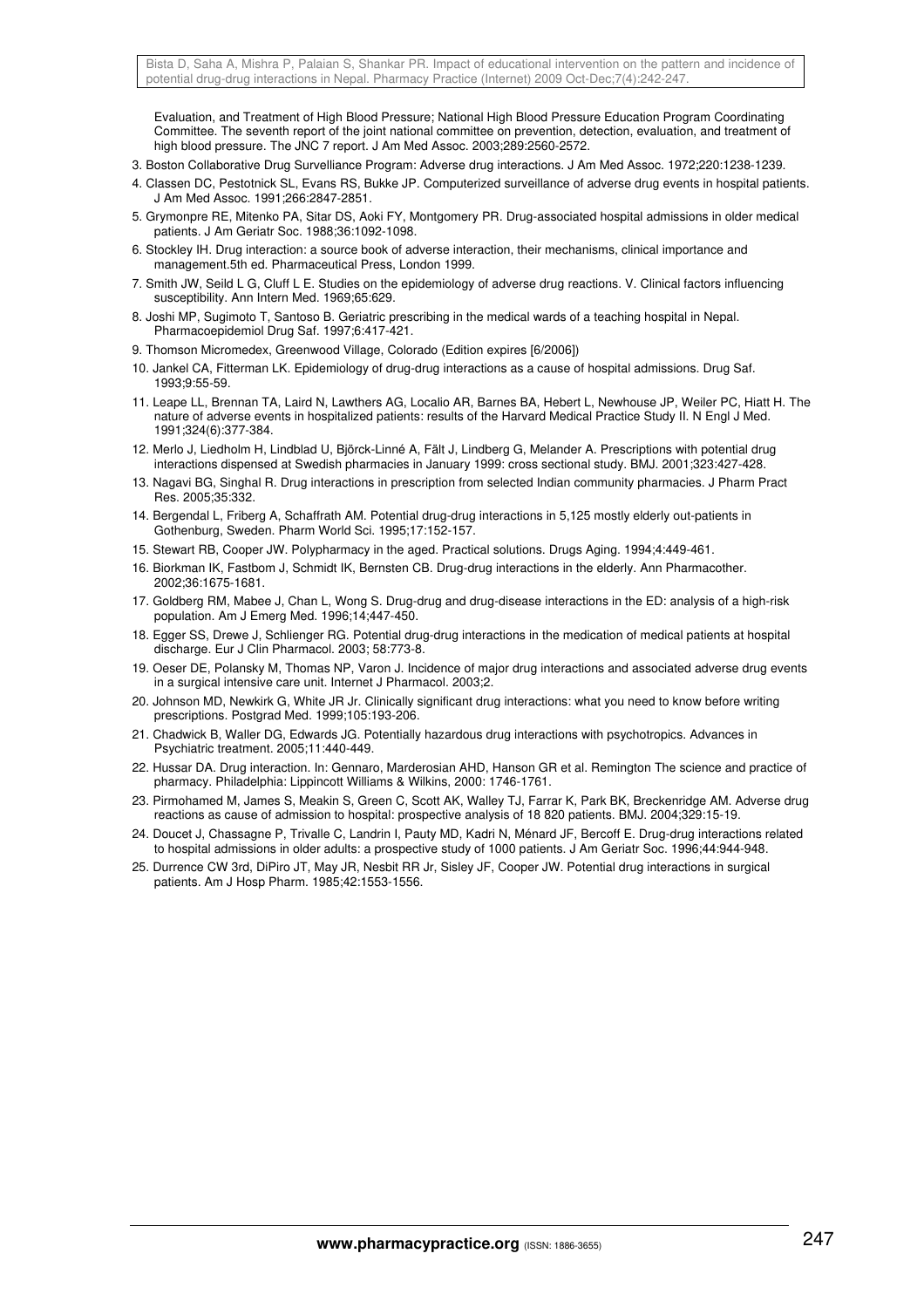Evaluation, and Treatment of High Blood Pressure; National High Blood Pressure Education Program Coordinating Committee. The seventh report of the joint national committee on prevention, detection, evaluation, and treatment of high blood pressure. The JNC 7 report. J Am Med Assoc. 2003;289:2560-2572.

3. Boston Collaborative Drug Survelliance Program: Adverse drug interactions. J Am Med Assoc. 1972;220:1238-1239.
4. Classen DC, Pestotnick SL, Evans RS, Bukke JP. Computerized surveillance of adverse drug events in hospital patients. J Am Med Assoc. 1991;266:2847-2851.
5. Grymonpre RE, Mitenko PA, Sitar DS, Aoki FY, Montgomery PR. Drug-associated hospital admissions in older medical patients. J Am Geriatr Soc. 1988;36:1092-1098.
6. Stockley IH. Drug interaction: a source book of adverse interaction, their mechanisms, clinical importance and management.5th ed. Pharmaceutical Press, London 1999.
7. Smith JW, Seild L G, Cluff L E. Studies on the epidemiology of adverse drug reactions. V. Clinical factors influencing susceptibility. Ann Intern Med. 1969;65:629.
8. Joshi MP, Sugimoto T, Santoso B. Geriatric prescribing in the medical wards of a teaching hospital in Nepal. Pharmacoepidemiol Drug Saf. 1997;6:417-421.
9. Thomson Micromedex, Greenwood Village, Colorado (Edition expires [6/2006])
10. Jankel CA, Fitterman LK. Epidemiology of drug-drug interactions as a cause of hospital admissions. Drug Saf. 1993;9:55-59.
11. Leape LL, Brennan TA, Laird N, Lawthers AG, Localio AR, Barnes BA, Hebert L, Newhouse JP, Weiler PC, Hiatt H. The nature of adverse events in hospitalized patients: results of the Harvard Medical Practice Study II. N Engl J Med. 1991;324(6):377-384.
12. Merlo J, Liedholm H, Lindblad U, Björck-Linné A, Fält J, Lindberg G, Melander A. Prescriptions with potential drug interactions dispensed at Swedish pharmacies in January 1999: cross sectional study. BMJ. 2001;323:427-428.
13. Nagavi BG, Singhal R. Drug interactions in prescription from selected Indian community pharmacies. J Pharm Pract Res. 2005;35:332.
14. Bergendal L, Friberg A, Schaffrath AM. Potential drug-drug interactions in 5,125 mostly elderly out-patients in Gothenburg, Sweden. Pharm World Sci. 1995;17:152-157.
15. Stewart RB, Cooper JW. Polypharmacy in the aged. Practical solutions. Drugs Aging. 1994;4:449-461.
16. Biorkman IK, Fastbom J, Schmidt IK, Bernsten CB. Drug-drug interactions in the elderly. Ann Pharmacother. 2002;36:1675-1681.
17. Goldberg RM, Mabee J, Chan L, Wong S. Drug-drug and drug-disease interactions in the ED: analysis of a high-risk population. Am J Emerg Med. 1996;14;447-450.
18. Egger SS, Drewe J, Schlienger RG. Potential drug-drug interactions in the medication of medical patients at hospital discharge. Eur J Clin Pharmacol. 2003; 58:773-8.
19. Oeser DE, Polansky M, Thomas NP, Varon J. Incidence of major drug interactions and associated adverse drug events in a surgical intensive care unit. Internet J Pharmacol. 2003;2.
20. Johnson MD, Newkirk G, White JR Jr. Clinically significant drug interactions: what you need to know before writing prescriptions. Postgrad Med. 1999;105:193-206.
21. Chadwick B, Waller DG, Edwards JG. Potentially hazardous drug interactions with psychotropics. Advances in Psychiatric treatment. 2005;11:440-449.
22. Hussar DA. Drug interaction. In: Gennaro, Marderosian AHD, Hanson GR et al. Remington The science and practice of pharmacy. Philadelphia: Lippincott Williams & Wilkins, 2000: 1746-1761.
23. Pirmohamed M, James S, Meakin S, Green C, Scott AK, Walley TJ, Farrar K, Park BK, Breckenridge AM. Adverse drug reactions as cause of admission to hospital: prospective analysis of 18 820 patients. BMJ. 2004;329:15-19.
24. Doucet J, Chassagne P, Trivalle C, Landrin I, Pauty MD, Kadri N, Ménard JF, Bercoff E. Drug-drug interactions related to hospital admissions in older adults: a prospective study of 1000 patients. J Am Geriatr Soc. 1996;44:944-948.
25. Durrence CW 3rd, DiPiro JT, May JR, Nesbit RR Jr, Sisley JF, Cooper JW. Potential drug interactions in surgical patients. Am J Hosp Pharm. 1985;42:1553-1556.